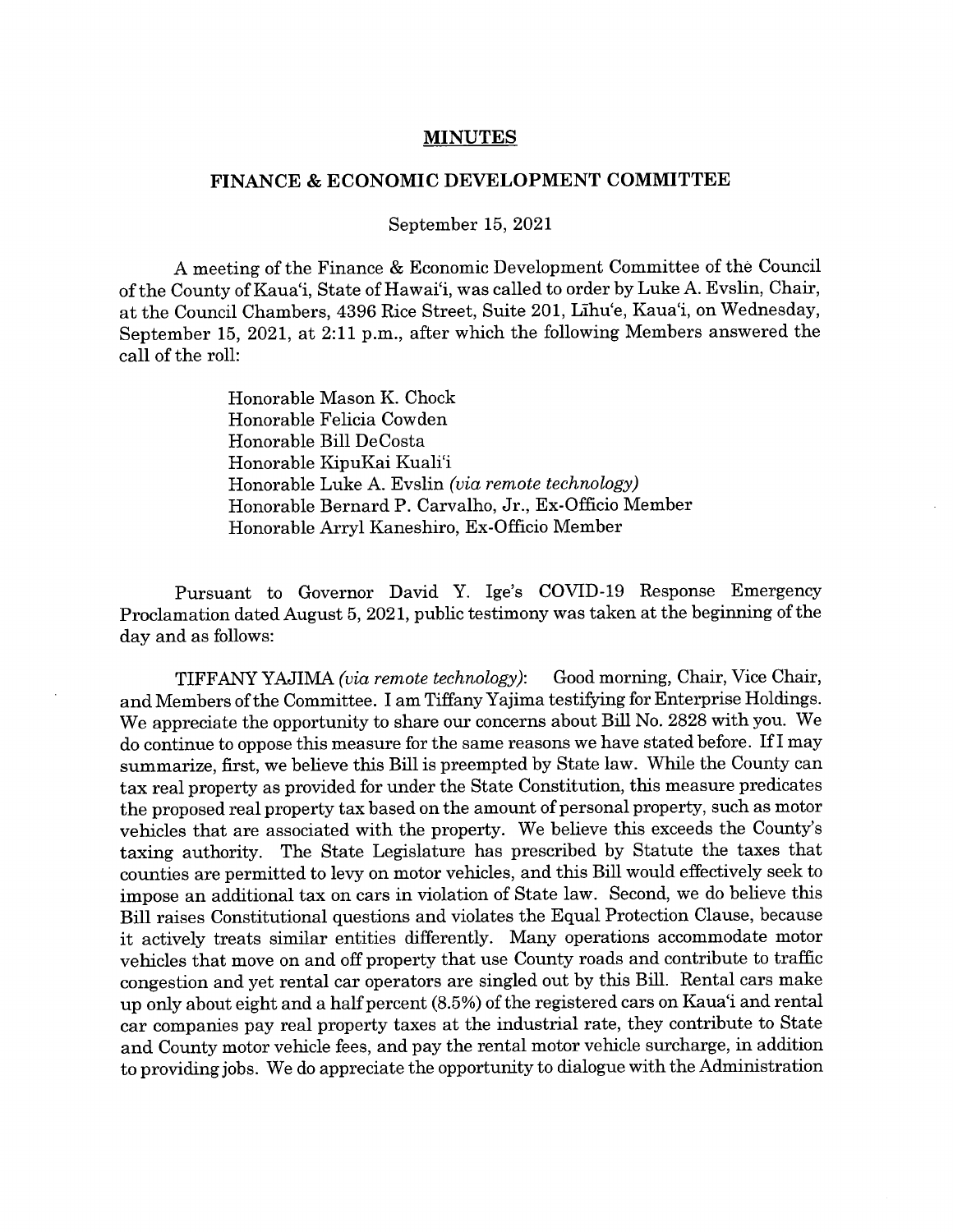# MINUTES

## FINANCE & ECONOMIC DEVELOPMENT COMMITTEE

September 15, 2021

A meeting of the Finance & Economic Development Committee of the Council of the County of Kaua'i, State of Hawai'i, was called to order by Luke A. Evslin, Chair, at the Council Chambers, 4396 Rice Street, Suite 201, Līhu'e, Kaua'i, on Wednesday, September 15, 2021, at 2:11 p.m., after which the following Members answered the call of the roll:

Honorable Mason K. Chock
Honorable Felicia Cowden
Honorable Bill DeCosta
Honorable KipuKai Kuali'i
Honorable Luke A. Evslin *(via remote technology)*
Honorable Bernard P. Carvalho, Jr., Ex-Officio Member
Honorable Arryl Kaneshiro, Ex-Officio Member

Pursuant to Governor David Y. Ige's COVID-19 Response Emergency Proclamation dated August 5, 2021, public testimony was taken at the beginning of the day and as follows:

TIFFANY YAJIMA *(via remote technology)*: Good morning, Chair, Vice Chair, and Members of the Committee. I am Tiffany Yajima testifying for Enterprise Holdings. We appreciate the opportunity to share our concerns about Bill No. 2828 with you. We do continue to oppose this measure for the same reasons we have stated before. If I may summarize, first, we believe this Bill is preempted by State law. While the County can tax real property as provided for under the State Constitution, this measure predicates the proposed real property tax based on the amount of personal property, such as motor vehicles that are associated with the property. We believe this exceeds the County's taxing authority. The State Legislature has prescribed by Statute the taxes that counties are permitted to levy on motor vehicles, and this Bill would effectively seek to impose an additional tax on cars in violation of State law. Second, we do believe this Bill raises Constitutional questions and violates the Equal Protection Clause, because it actively treats similar entities differently. Many operations accommodate motor vehicles that move on and off property that use County roads and contribute to traffic congestion and yet rental car operators are singled out by this Bill. Rental cars make up only about eight and a half percent (8.5%) of the registered cars on Kaua'i and rental car companies pay real property taxes at the industrial rate, they contribute to State and County motor vehicle fees, and pay the rental motor vehicle surcharge, in addition to providing jobs. We do appreciate the opportunity to dialogue with the Administration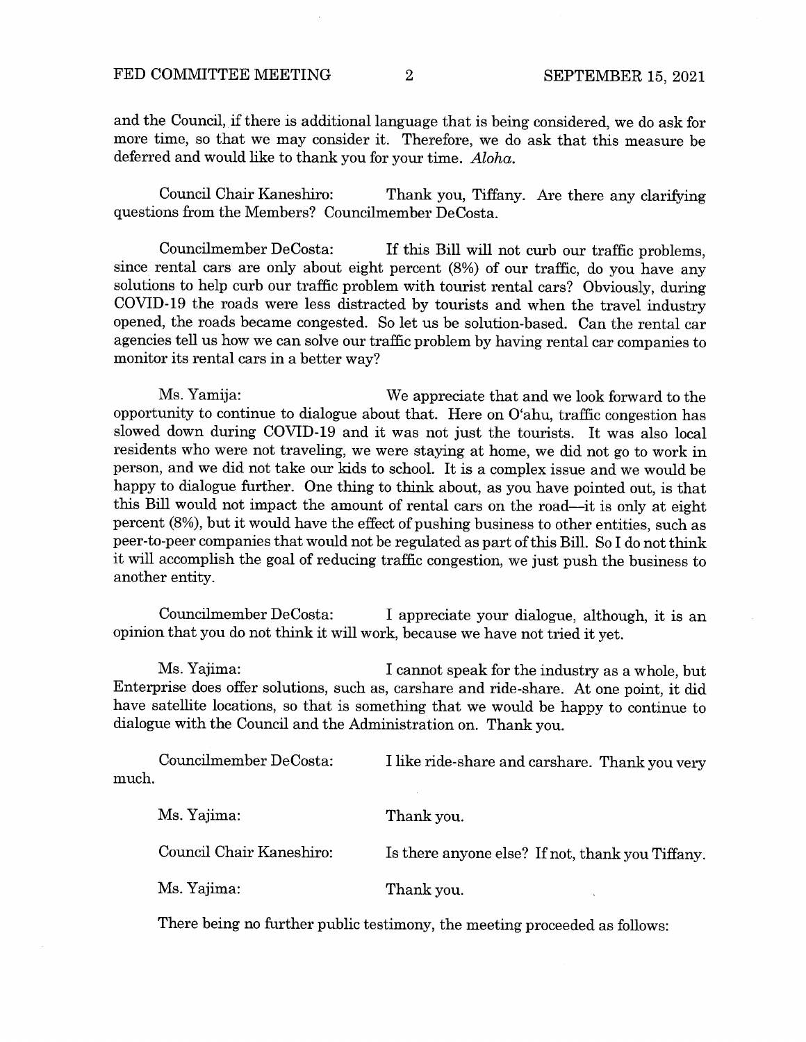and the Council, if there is additional language that is being considered, we do ask for more time, so that we may consider it. Therefore, we do ask that this measure be deferred and would like to thank you for your time. *Aloha.*

Council Chair Kaneshiro: Thank you, Tiffany. Are there any clarifying questions from the Members? Councilmember DeCosta.

Councilmember DeCosta: If this Bill will not curb our traffic problems, since rental cars are only about eight percent (8%) of our traffic, do you have any solutions to help curb our traffic problem with tourist rental cars? Obviously, during COVID-19 the roads were less distracted by tourists and when the travel industry opened, the roads became congested. So let us be solution-based. Can the rental car agencies tell us how we can solve our traffic problem by having rental car companies to monitor its rental cars in a better way?

Ms. Yamija: We appreciate that and we look forward to the opportunity to continue to dialogue about that. Here on O'ahu, traffic congestion has slowed down during COVID-19 and it was not just the tourists. It was also local residents who were not traveling, we were staying at home, we did not go to work in person, and we did not take our kids to school. It is a complex issue and we would be happy to dialogue further. One thing to think about, as you have pointed out, is that this Bill would not impact the amount of rental cars on the road—it is only at eight percent (8%), but it would have the effect of pushing business to other entities, such as peer-to-peer companies that would not be regulated as part of this Bill. So I do not think it will accomplish the goal of reducing traffic congestion, we just push the business to another entity.

Councilmember DeCosta: I appreciate your dialogue, although, it is an opinion that you do not think it will work, because we have not tried it yet.

Ms. Yajima: I cannot speak for the industry as a whole, but Enterprise does offer solutions, such as, carshare and ride-share. At one point, it did have satellite locations, so that is something that we would be happy to continue to dialogue with the Council and the Administration on. Thank you.

Councilmember DeCosta: I like ride-share and carshare. Thank you very much.

Ms. Yajima: Thank you.

Council Chair Kaneshiro: Is there anyone else? If not, thank you Tiffany.

Ms. Yajima: Thank you.

There being no further public testimony, the meeting proceeded as follows: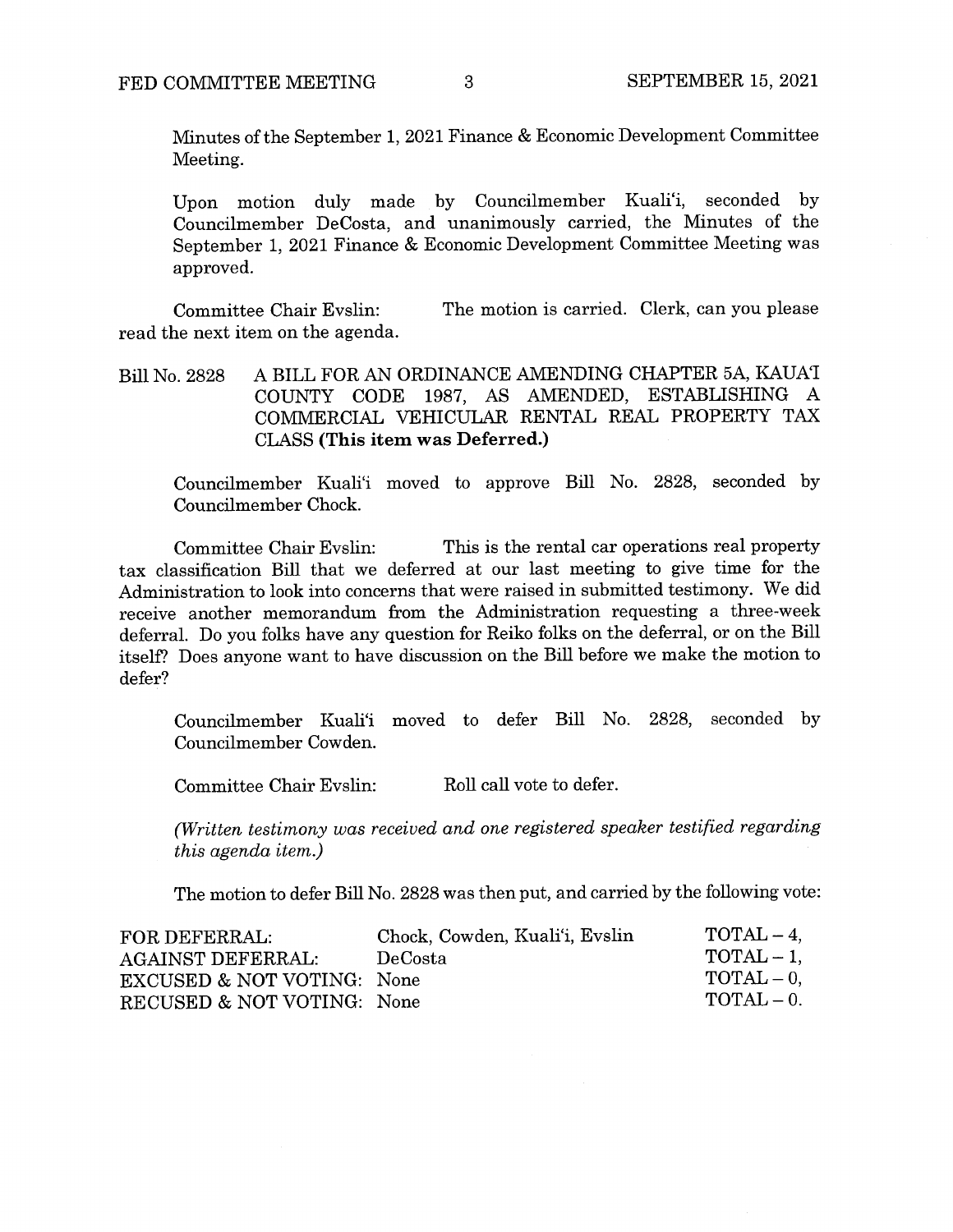Minutes of the September 1, 2021 Finance & Economic Development Committee Meeting.

Upon motion duly made by Councilmember Kuali'i, seconded by Councilmember DeCosta, and unanimously carried, the Minutes of the September 1, 2021 Finance & Economic Development Committee Meeting was approved.

Committee Chair Evslin: The motion is carried. Clerk, can you please read the next item on the agenda.

Bill No. 2828 A BILL FOR AN ORDINANCE AMENDING CHAPTER 5A, KAUA'I COUNTY CODE 1987, AS AMENDED, ESTABLISHING A COMMERCIAL VEHICULAR RENTAL REAL PROPERTY TAX CLASS **(This item was Deferred.)**

Councilmember Kuali'i moved to approve Bill No. 2828, seconded by Councilmember Chock.

Committee Chair Evslin: This is the rental car operations real property tax classification Bill that we deferred at our last meeting to give time for the Administration to look into concerns that were raised in submitted testimony. We did receive another memorandum from the Administration requesting a three-week deferral. Do you folks have any question for Reiko folks on the deferral, or on the Bill itself? Does anyone want to have discussion on the Bill before we make the motion to defer?

Councilmember Kuali'i moved to defer Bill No. 2828, seconded by Councilmember Cowden.

Committee Chair Evslin: Roll call vote to defer.

*(Written testimony was received and one registered speaker testified regarding this agenda item.)*

The motion to defer Bill No. 2828 was then put, and carried by the following vote:

| | | |
|---|---|---|
| FOR DEFERRAL: | Chock, Cowden, Kuali'i, Evslin | TOTAL – 4, |
| AGAINST DEFERRAL: | DeCosta | TOTAL – 1, |
| EXCUSED & NOT VOTING: | None | TOTAL – 0, |
| RECUSED & NOT VOTING: | None | TOTAL – 0. |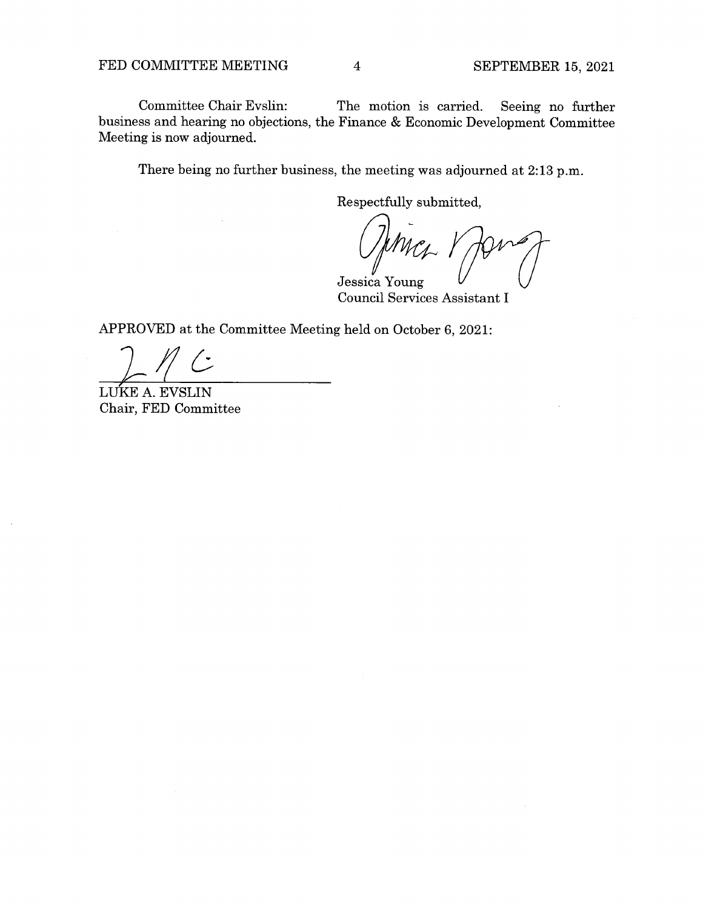Committee Chair Evslin: The motion is carried. Seeing no further business and hearing no objections, the Finance & Economic Development Committee Meeting is now adjourned.

There being no further business, the meeting was adjourned at 2:13 p.m.

Respectfully submitted,

Jessica Young
Council Services Assistant I

APPROVED at the Committee Meeting held on October 6, 2021:

LUKE A. EVSLIN
Chair, FED Committee